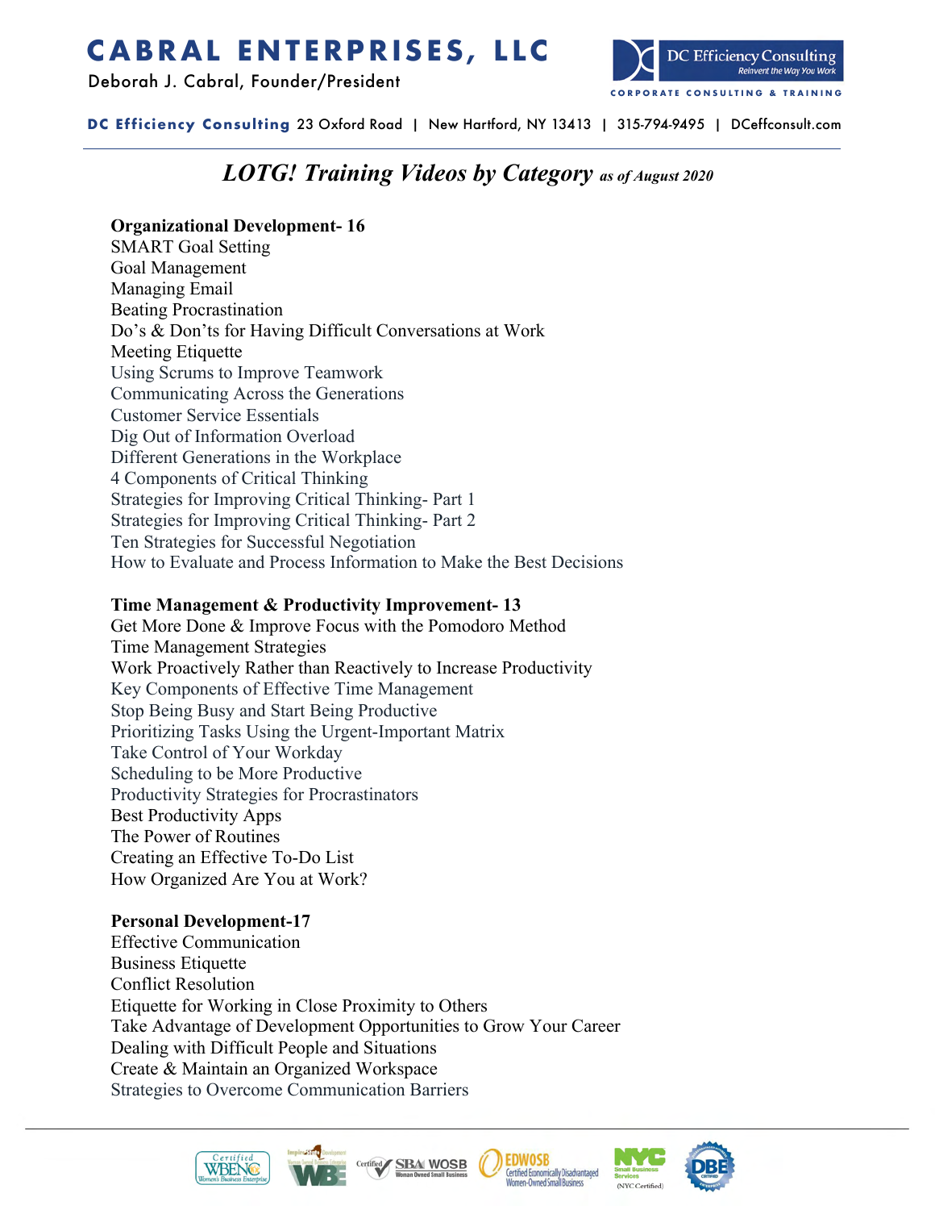# CABRAL ENTERPRISES, LLC

Deborah J. Cabral, Founder/President

DC Efficiency Consulting
Reinvent the Way You Work
CORPORATE CONSULTING & TRAINING

**DC Efficiency Consulting** 23 Oxford Road | New Hartford, NY 13413 | 315-794-9495 | DCeffconsult.com

---

## *LOTG! Training Videos by Category* *as of August 2020*

**Organizational Development- 16**

SMART Goal Setting
Goal Management
Managing Email
Beating Procrastination
Do's & Don'ts for Having Difficult Conversations at Work
Meeting Etiquette
Using Scrums to Improve Teamwork
Communicating Across the Generations
Customer Service Essentials
Dig Out of Information Overload
Different Generations in the Workplace
4 Components of Critical Thinking
Strategies for Improving Critical Thinking- Part 1
Strategies for Improving Critical Thinking- Part 2
Ten Strategies for Successful Negotiation
How to Evaluate and Process Information to Make the Best Decisions

**Time Management & Productivity Improvement- 13**

Get More Done & Improve Focus with the Pomodoro Method
Time Management Strategies
Work Proactively Rather than Reactively to Increase Productivity
Key Components of Effective Time Management
Stop Being Busy and Start Being Productive
Prioritizing Tasks Using the Urgent-Important Matrix
Take Control of Your Workday
Scheduling to be More Productive
Productivity Strategies for Procrastinators
Best Productivity Apps
The Power of Routines
Creating an Effective To-Do List
How Organized Are You at Work?

**Personal Development-17**

Effective Communication
Business Etiquette
Conflict Resolution
Etiquette for Working in Close Proximity to Others
Take Advantage of Development Opportunities to Grow Your Career
Dealing with Difficult People and Situations
Create & Maintain an Organized Workspace
Strategies to Overcome Communication Barriers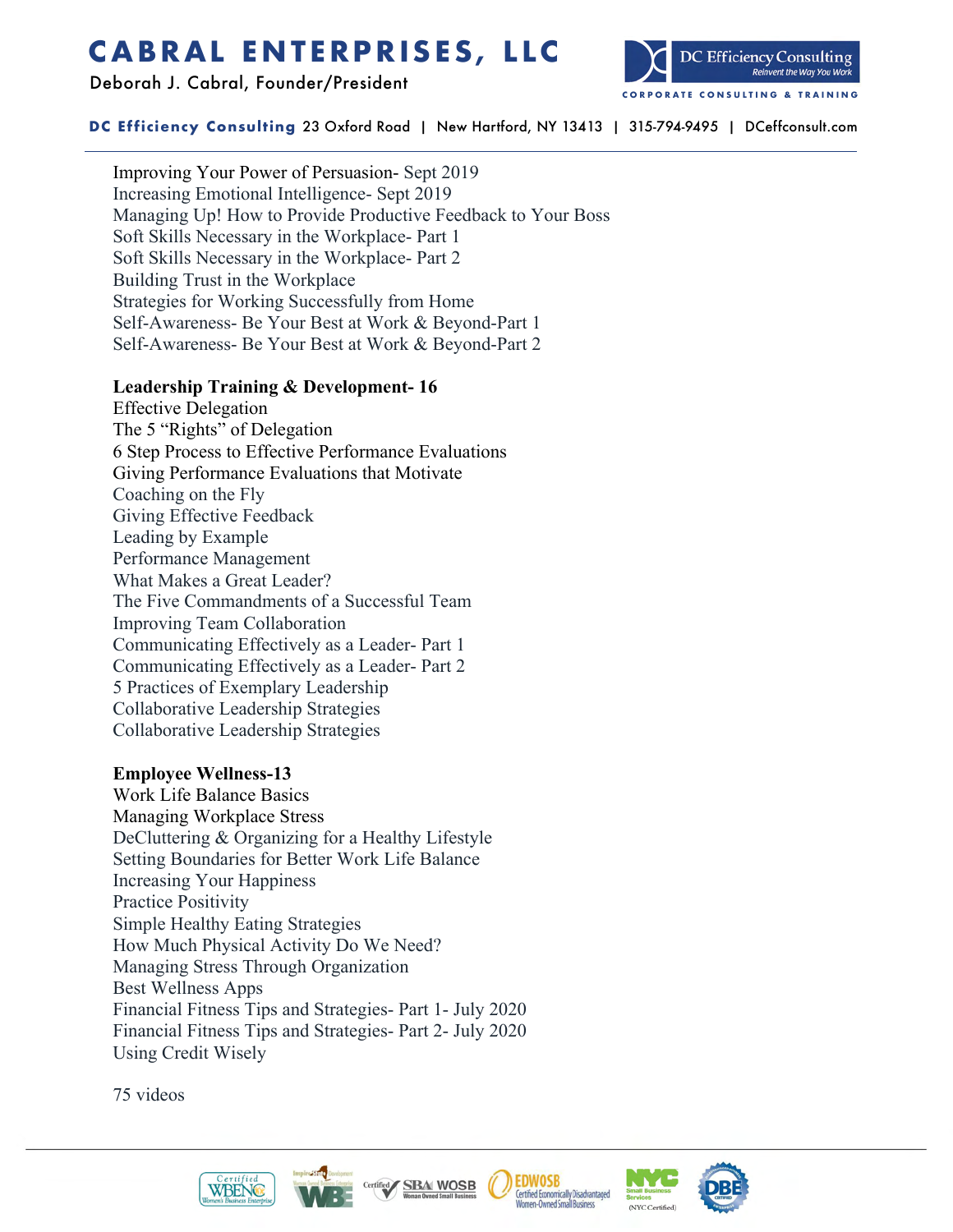Improving Your Power of Persuasion- Sept 2019
Increasing Emotional Intelligence- Sept 2019
Managing Up! How to Provide Productive Feedback to Your Boss
Soft Skills Necessary in the Workplace- Part 1
Soft Skills Necessary in the Workplace- Part 2
Building Trust in the Workplace
Strategies for Working Successfully from Home
Self-Awareness- Be Your Best at Work & Beyond-Part 1
Self-Awareness- Be Your Best at Work & Beyond-Part 2

**Leadership Training & Development- 16**
Effective Delegation
The 5 "Rights" of Delegation
6 Step Process to Effective Performance Evaluations
Giving Performance Evaluations that Motivate
Coaching on the Fly
Giving Effective Feedback
Leading by Example
Performance Management
What Makes a Great Leader?
The Five Commandments of a Successful Team
Improving Team Collaboration
Communicating Effectively as a Leader- Part 1
Communicating Effectively as a Leader- Part 2
5 Practices of Exemplary Leadership
Collaborative Leadership Strategies
Collaborative Leadership Strategies

**Employee Wellness-13**
Work Life Balance Basics
Managing Workplace Stress
DeCluttering & Organizing for a Healthy Lifestyle
Setting Boundaries for Better Work Life Balance
Increasing Your Happiness
Practice Positivity
Simple Healthy Eating Strategies
How Much Physical Activity Do We Need?
Managing Stress Through Organization
Best Wellness Apps
Financial Fitness Tips and Strategies- Part 1- July 2020
Financial Fitness Tips and Strategies- Part 2- July 2020
Using Credit Wisely

75 videos